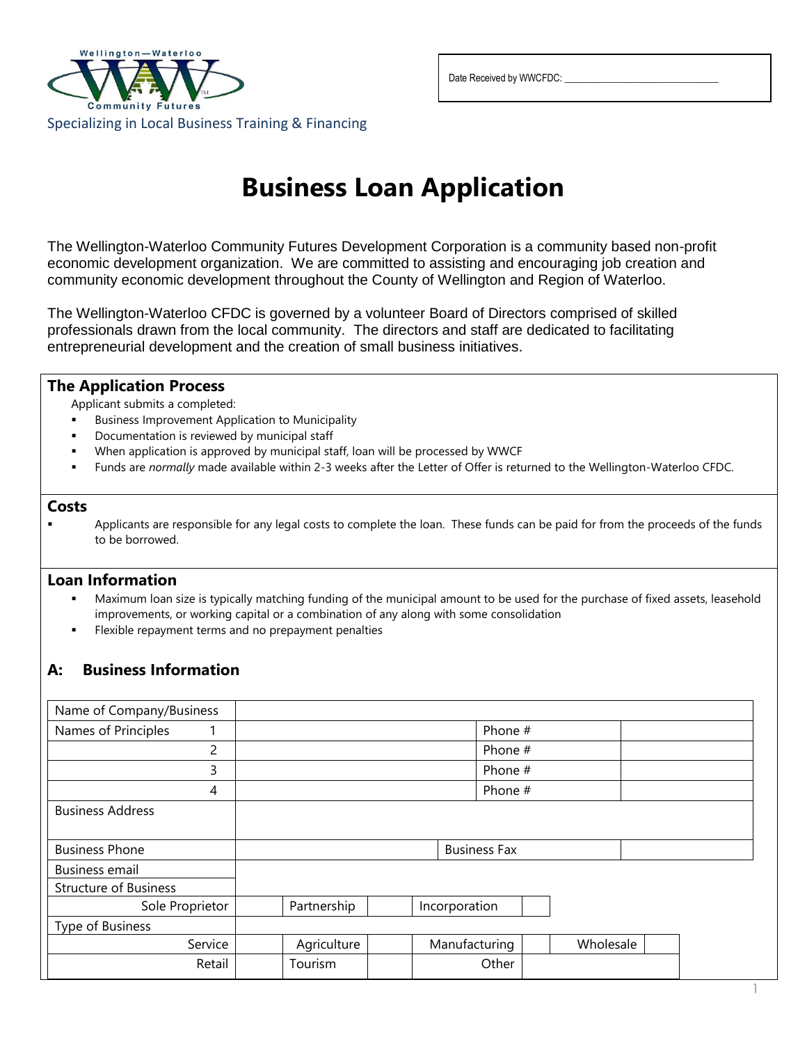Wellington—Waterloo Community Futures

Specializing in Local Business Training & Financing

Date Received by WWCFDC: ______________________________

# Business Loan Application

The Wellington-Waterloo Community Futures Development Corporation is a community based non-profit economic development organization. We are committed to assisting and encouraging job creation and community economic development throughout the County of Wellington and Region of Waterloo.

The Wellington-Waterloo CFDC is governed by a volunteer Board of Directors comprised of skilled professionals drawn from the local community. The directors and staff are dedicated to facilitating entrepreneurial development and the creation of small business initiatives.

### The Application Process

Applicant submits a completed:

- Business Improvement Application to Municipality
- Documentation is reviewed by municipal staff
- When application is approved by municipal staff, loan will be processed by WWCF
- Funds are *normally* made available within 2-3 weeks after the Letter of Offer is returned to the Wellington-Waterloo CFDC.

### Costs

- Applicants are responsible for any legal costs to complete the loan. These funds can be paid for from the proceeds of the funds to be borrowed.

### Loan Information

- Maximum loan size is typically matching funding of the municipal amount to be used for the purchase of fixed assets, leasehold improvements, or working capital or a combination of any along with some consolidation
- Flexible repayment terms and no prepayment penalties

## A: Business Information

| Name of Company/Business | | | | | | | | |
|---|---|---|---|---|---|---|---|---|
| Names of Principles 1 | | | | | Phone # | | | |
| 2 | | | | | Phone # | | | |
| 3 | | | | | Phone # | | | |
| 4 | | | | | Phone # | | | |
| Business Address | | | | | | | | |
| Business Phone | | | | Business Fax | | | | |
| Business email | | | | | | | | |
| Structure of Business | | | | | | | | |
| Sole Proprietor | | Partnership | | Incorporation | | | | |
| Type of Business | | | | | | | | |
| Service | | Agriculture | | Manufacturing | | Wholesale | | |
| Retail | | Tourism | | Other | | | | |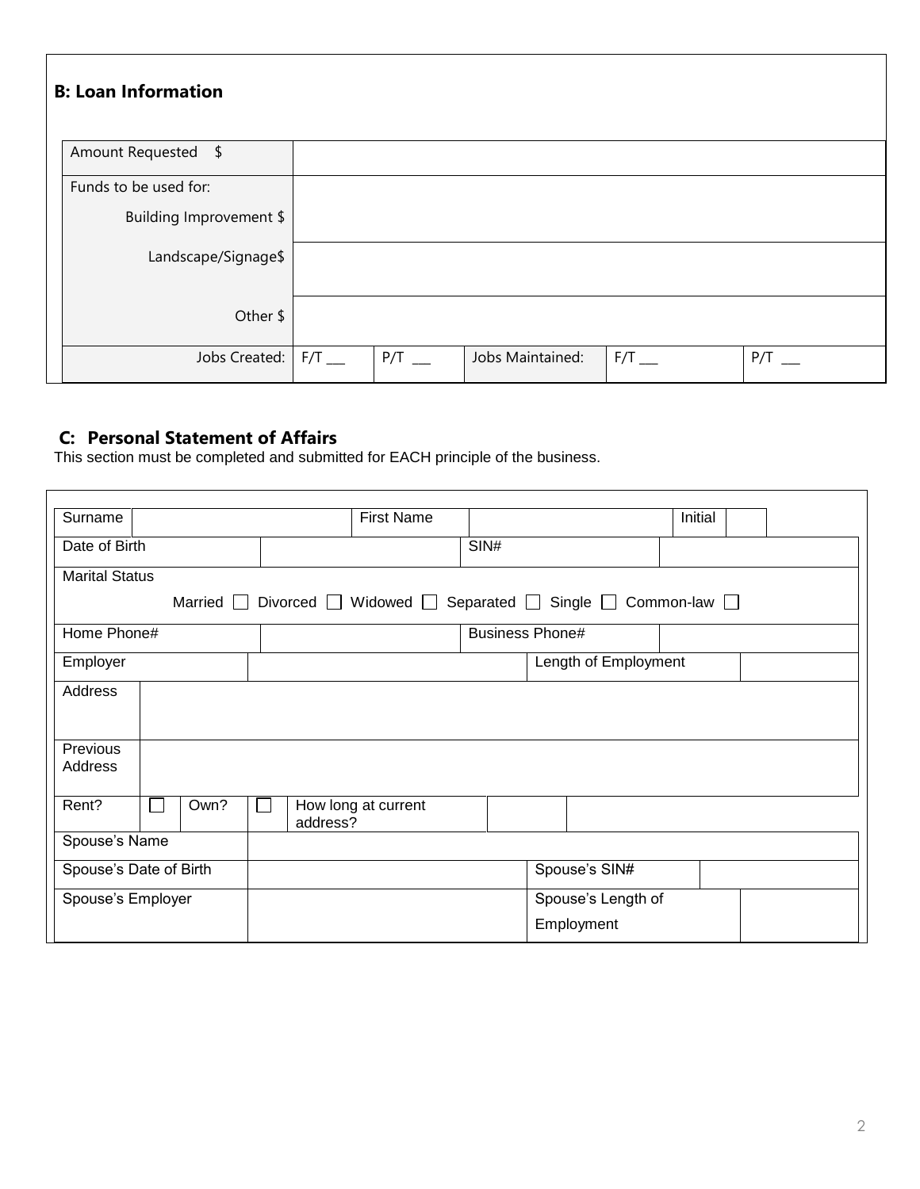## B: Loan Information

| | | | | | |
|---|---|---|---|---|---|
| Amount Requested $ | | | | | |
| Funds to be used for: Building Improvement $ | | | | | |
| Landscape/Signage$ | | | | | |
| Other $ | | | | | |
| Jobs Created: | F/T ___ | P/T ___ | Jobs Maintained: | F/T ___ | P/T ___ |

## C: Personal Statement of Affairs

This section must be completed and submitted for EACH principle of the business.

| | | | | | |
|---|---|---|---|---|---|
| Surname | | First Name | | Initial | |
| Date of Birth | | SIN# | | | |
| Marital Status | Married ☐ Divorced ☐ Widowed ☐ Separated ☐ Single ☐ Common-law ☐ | | | | |
| Home Phone# | | Business Phone# | | | |
| Employer | | Length of Employment | | | |
| Address | | | | | |
| Previous Address | | | | | |
| Rent? ☐ | Own? ☐ | How long at current address? | | | |
| Spouse's Name | | | | | |
| Spouse's Date of Birth | | Spouse's SIN# | | | |
| Spouse's Employer | | Spouse's Length of Employment | | | |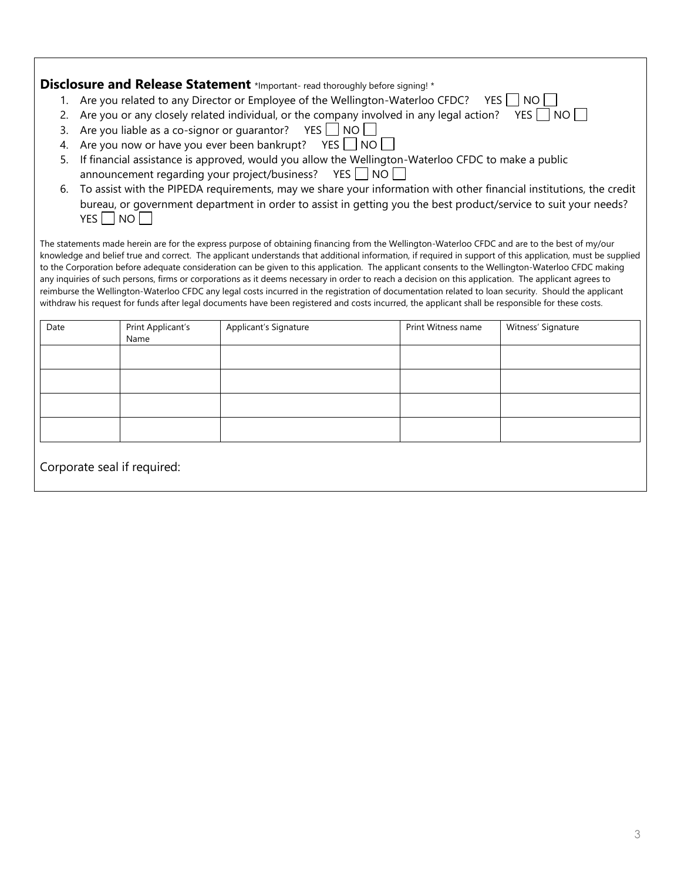## **Disclosure and Release Statement** *Important- read thoroughly before signing! *

1. Are you related to any Director or Employee of the Wellington-Waterloo CFDC? YES ☐ NO ☐
2. Are you or any closely related individual, or the company involved in any legal action? YES ☐ NO ☐
3. Are you liable as a co-signor or guarantor? YES ☐ NO ☐
4. Are you now or have you ever been bankrupt? YES ☐ NO ☐
5. If financial assistance is approved, would you allow the Wellington-Waterloo CFDC to make a public announcement regarding your project/business? YES ☐ NO ☐
6. To assist with the PIPEDA requirements, may we share your information with other financial institutions, the credit bureau, or government department in order to assist in getting you the best product/service to suit your needs? YES ☐ NO ☐

The statements made herein are for the express purpose of obtaining financing from the Wellington-Waterloo CFDC and are to the best of my/our knowledge and belief true and correct. The applicant understands that additional information, if required in support of this application, must be supplied to the Corporation before adequate consideration can be given to this application. The applicant consents to the Wellington-Waterloo CFDC making any inquiries of such persons, firms or corporations as it deems necessary in order to reach a decision on this application. The applicant agrees to reimburse the Wellington-Waterloo CFDC any legal costs incurred in the registration of documentation related to loan security. Should the applicant withdraw his request for funds after legal documents have been registered and costs incurred, the applicant shall be responsible for these costs.

| Date | Print Applicant's Name | Applicant's Signature | Print Witness name | Witness' Signature |
|---|---|---|---|---|
| | | | | |
| | | | | |
| | | | | |
| | | | | |

Corporate seal if required: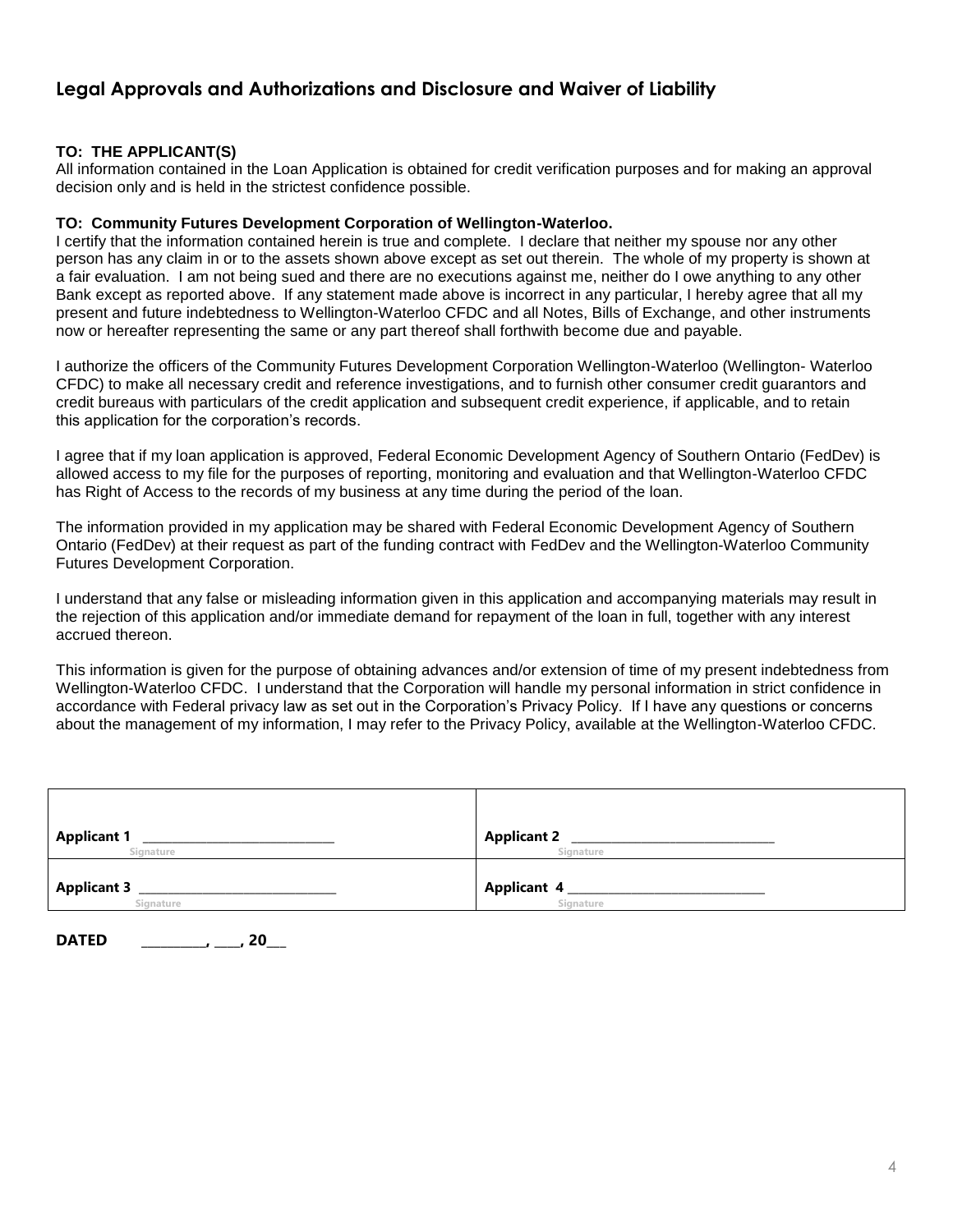## Legal Approvals and Authorizations and Disclosure and Waiver of Liability

**TO: THE APPLICANT(S)**
All information contained in the Loan Application is obtained for credit verification purposes and for making an approval decision only and is held in the strictest confidence possible.

**TO: Community Futures Development Corporation of Wellington-Waterloo.**
I certify that the information contained herein is true and complete. I declare that neither my spouse nor any other person has any claim in or to the assets shown above except as set out therein. The whole of my property is shown at a fair evaluation. I am not being sued and there are no executions against me, neither do I owe anything to any other Bank except as reported above. If any statement made above is incorrect in any particular, I hereby agree that all my present and future indebtedness to Wellington-Waterloo CFDC and all Notes, Bills of Exchange, and other instruments now or hereafter representing the same or any part thereof shall forthwith become due and payable.

I authorize the officers of the Community Futures Development Corporation Wellington-Waterloo (Wellington- Waterloo CFDC) to make all necessary credit and reference investigations, and to furnish other consumer credit guarantors and credit bureaus with particulars of the credit application and subsequent credit experience, if applicable, and to retain this application for the corporation's records.

I agree that if my loan application is approved, Federal Economic Development Agency of Southern Ontario (FedDev) is allowed access to my file for the purposes of reporting, monitoring and evaluation and that Wellington-Waterloo CFDC has Right of Access to the records of my business at any time during the period of the loan.

The information provided in my application may be shared with Federal Economic Development Agency of Southern Ontario (FedDev) at their request as part of the funding contract with FedDev and the Wellington-Waterloo Community Futures Development Corporation.

I understand that any false or misleading information given in this application and accompanying materials may result in the rejection of this application and/or immediate demand for repayment of the loan in full, together with any interest accrued thereon.

This information is given for the purpose of obtaining advances and/or extension of time of my present indebtedness from Wellington-Waterloo CFDC. I understand that the Corporation will handle my personal information in strict confidence in accordance with Federal privacy law as set out in the Corporation's Privacy Policy. If I have any questions or concerns about the management of my information, I may refer to the Privacy Policy, available at the Wellington-Waterloo CFDC.

| | |
|---|---|
| **Applicant 1** ____________________________ Signature | **Applicant 2** ____________________________ Signature |
| **Applicant 3** ____________________________ Signature | **Applicant 4** ____________________________ Signature |

**DATED** _________, ___, 20___